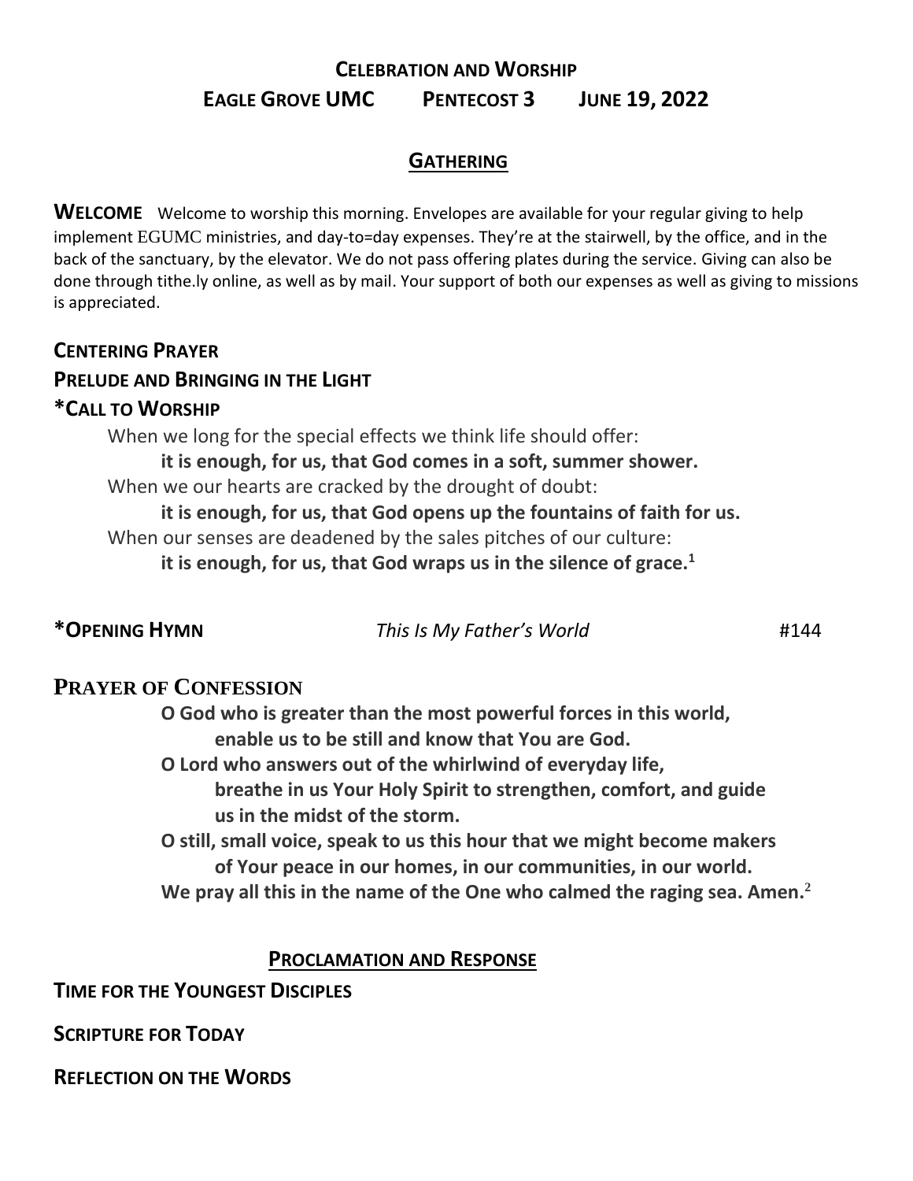# CELEBRATION AND WORSHIP

## EAGLE GROVE UMC  PENTECOST 3  JUNE 19, 2022

## GATHERING

**WELCOME** Welcome to worship this morning. Envelopes are available for your regular giving to help implement EGUMC ministries, and day-to=day expenses. They're at the stairwell, by the office, and in the back of the sanctuary, by the elevator. We do not pass offering plates during the service. Giving can also be done through tithe.ly online, as well as by mail. Your support of both our expenses as well as giving to missions is appreciated.

**CENTERING PRAYER**

**PRELUDE AND BRINGING IN THE LIGHT**

**\*CALL TO WORSHIP**

When we long for the special effects we think life should offer:
**it is enough, for us, that God comes in a soft, summer shower.**
When we our hearts are cracked by the drought of doubt:
**it is enough, for us, that God opens up the fountains of faith for us.**
When our senses are deadened by the sales pitches of our culture:
**it is enough, for us, that God wraps us in the silence of grace.**[1]

**\*OPENING HYMN** *This Is My Father's World* #144

**PRAYER OF CONFESSION**

**O God who is greater than the most powerful forces in this world,**
**enable us to be still and know that You are God.**
**O Lord who answers out of the whirlwind of everyday life,**
**breathe in us Your Holy Spirit to strengthen, comfort, and guide us in the midst of the storm.**
**O still, small voice, speak to us this hour that we might become makers of Your peace in our homes, in our communities, in our world.**
**We pray all this in the name of the One who calmed the raging sea. Amen.**[2]

## PROCLAMATION AND RESPONSE

**TIME FOR THE YOUNGEST DISCIPLES**

**SCRIPTURE FOR TODAY**

**REFLECTION ON THE WORDS**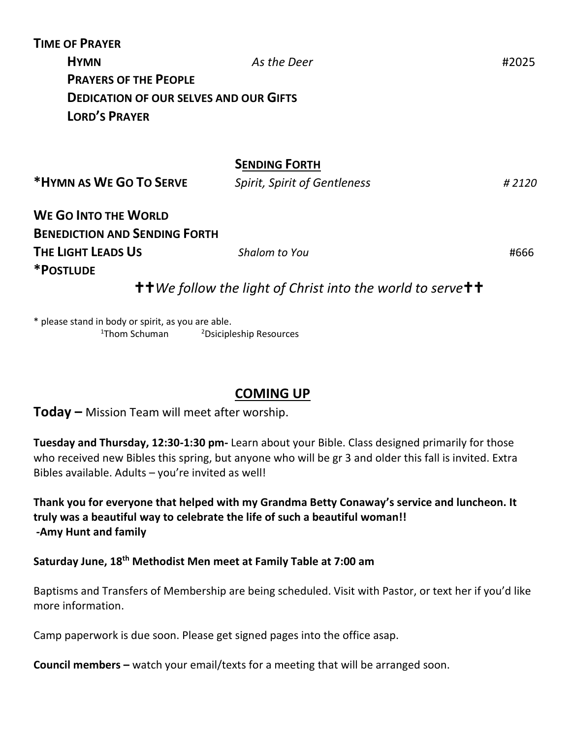**TIME OF PRAYER**

**HYMN** *As the Deer* #2025

**PRAYERS OF THE PEOPLE**

**DEDICATION OF OUR SELVES AND OUR GIFTS**

**LORD'S PRAYER**

## SENDING FORTH

**\*HYMN AS WE GO TO SERVE** *Spirit, Spirit of Gentleness* *# 2120*

**WE GO INTO THE WORLD**

**BENEDICTION AND SENDING FORTH**

**THE LIGHT LEADS US** *Shalom to You* #666

**\*POSTLUDE**

✝✝*We follow the light of Christ into the world to serve*✝✝

\* please stand in body or spirit, as you are able.
[1]Thom Schuman [2]Dsicipleship Resources

## COMING UP

**Today –** Mission Team will meet after worship.

**Tuesday and Thursday, 12:30-1:30 pm-** Learn about your Bible. Class designed primarily for those who received new Bibles this spring, but anyone who will be gr 3 and older this fall is invited. Extra Bibles available. Adults – you're invited as well!

**Thank you for everyone that helped with my Grandma Betty Conaway's service and luncheon. It truly was a beautiful way to celebrate the life of such a beautiful woman!!**
**-Amy Hunt and family**

**Saturday June, 18th Methodist Men meet at Family Table at 7:00 am**

Baptisms and Transfers of Membership are being scheduled. Visit with Pastor, or text her if you'd like more information.

Camp paperwork is due soon. Please get signed pages into the office asap.

**Council members –** watch your email/texts for a meeting that will be arranged soon.